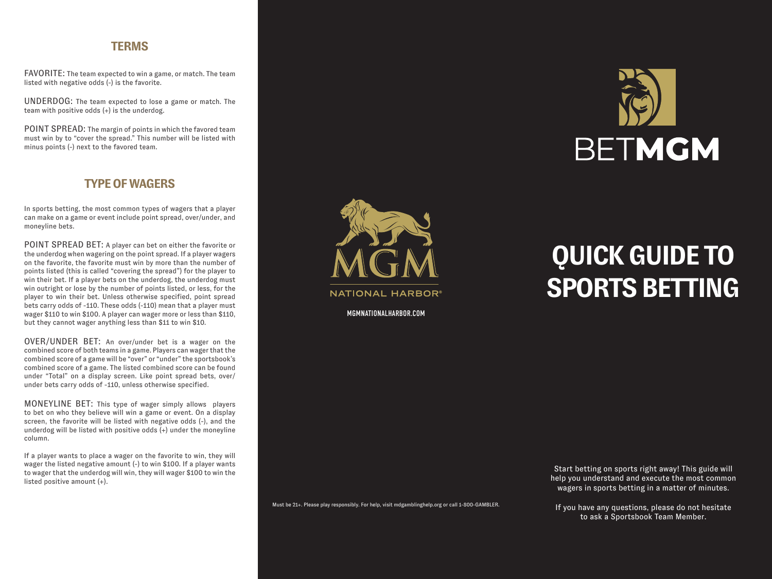## TERMS

FAVORITE: The team expected to win a game, or match. The team listed with negative odds (-) is the favorite.

UNDERDOG: The team expected to lose a game or match. The team with positive odds (+) is the underdog.

POINT SPREAD: The margin of points in which the favored team must win by to "cover the spread." This number will be listed with minus points (-) next to the favored team.

## TYPE OF WAGERS

In sports betting, the most common types of wagers that a player can make on a game or event include point spread, over/under, and moneyline bets.

POINT SPREAD BET: A player can bet on either the favorite or the underdog when wagering on the point spread. If a player wagers on the favorite, the favorite must win by more than the number of points listed (this is called "covering the spread") for the player to win their bet. If a player bets on the underdog, the underdog must win outright or lose by the number of points listed, or less, for the player to win their bet. Unless otherwise specified, point spread bets carry odds of -110. These odds (-110) mean that a player must wager $110 to win $100. A player can wager more or less than $110, but they cannot wager anything less than $11 to win $10.

OVER/UNDER BET: An over/under bet is a wager on the combined score of both teams in a game. Players can wager that the combined score of a game will be "over" or "under" the sportsbook's combined score of a game. The listed combined score can be found under "Total" on a display screen. Like point spread bets, over/under bets carry odds of -110, unless otherwise specified.

MONEYLINE BET: This type of wager simply allows players to bet on who they believe will win a game or event. On a display screen, the favorite will be listed with negative odds (-), and the underdog will be listed with positive odds (+) under the moneyline column.

If a player wants to place a wager on the favorite to win, they will wager the listed negative amount (-) to win $100. If a player wants to wager that the underdog will win, they will wager $100 to win the listed positive amount (+).

MGM NATIONAL HARBOR®

MGMNATIONALHARBOR.COM

Must be 21+. Please play responsibly. For help, visit mdgamblinghelp.org or call 1-800-GAMBLER.

BETMGM

# QUICK GUIDE TO SPORTS BETTING

Start betting on sports right away! This guide will help you understand and execute the most common wagers in sports betting in a matter of minutes.

If you have any questions, please do not hesitate to ask a Sportsbook Team Member.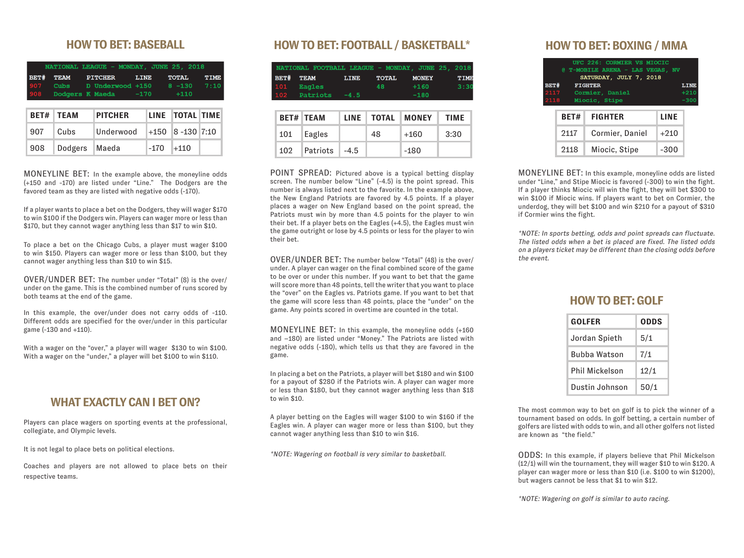## HOW TO BET: BASEBALL

| BET# | TEAM | PITCHER | LINE | TOTAL | TIME |
|---|---|---|---|---|---|
| | NATIONAL LEAGUE - MONDAY, JUNE 25, 2018 | | | | |
| 907 | Cubs | D Underwood | +150 | 8 -130 | 7:10 |
| 908 | Dodgers | K Maeda | -170 | +110 | |

| BET# | TEAM | PITCHER | LINE | TOTAL | TIME |
|---|---|---|---|---|---|
| 907 | Cubs | Underwood | +150 | 8 -130 | 7:10 |
| 908 | Dodgers | Maeda | -170 | +110 | |

MONEYLINE BET: In the example above, the moneyline odds (+150 and -170) are listed under "Line." The Dodgers are the favored team as they are listed with negative odds (-170).

If a player wants to place a bet on the Dodgers, they will wager $170 to win $100 if the Dodgers win. Players can wager more or less than $170, but they cannot wager anything less than $17 to win $10.

To place a bet on the Chicago Cubs, a player must wager $100 to win $150. Players can wager more or less than $100, but they cannot wager anything less than $10 to win $15.

OVER/UNDER BET: The number under "Total" (8) is the over/under on the game. This is the combined number of runs scored by both teams at the end of the game.

In this example, the over/under does not carry odds of -110. Different odds are specified for the over/under in this particular game (-130 and +110).

With a wager on the "over," a player will wager $130 to win $100. With a wager on the "under," a player will bet $100 to win $110.

## WHAT EXACTLY CAN I BET ON?

Players can place wagers on sporting events at the professional, collegiate, and Olympic levels.

It is not legal to place bets on political elections.

Coaches and players are not allowed to place bets on their respective teams.

## HOW TO BET: FOOTBALL / BASKETBALL*

| BET# | TEAM | LINE | TOTAL | MONEY | TIME |
|---|---|---|---|---|---|
| | NATIONAL FOOTBALL LEAGUE - MONDAY, JUNE 25, 2018 | | | | |
| 101 | Eagles | | 48 | +160 | 3:30 |
| 102 | Patriots | -4.5 | | -180 | |

| BET# | TEAM | LINE | TOTAL | MONEY | TIME |
|---|---|---|---|---|---|
| 101 | Eagles | | 48 | +160 | 3:30 |
| 102 | Patriots | -4.5 | | -180 | |

POINT SPREAD: Pictured above is a typical betting display screen. The number below "Line" (-4.5) is the point spread. This number is always listed next to the favorite. In the example above, the New England Patriots are favored by 4.5 points. If a player places a wager on New England based on the point spread, the Patriots must win by more than 4.5 points for the player to win their bet. If a player bets on the Eagles (+4.5), the Eagles must win the game outright or lose by 4.5 points or less for the player to win their bet.

OVER/UNDER BET: The number below "Total" (48) is the over/under. A player can wager on the final combined score of the game to be over or under this number. If you want to bet that the game will score more than 48 points, tell the writer that you want to place the "over" on the Eagles vs. Patriots game. If you want to bet that the game will score less than 48 points, place the "under" on the game. Any points scored in overtime are counted in the total.

MONEYLINE BET: In this example, the moneyline odds (+160 and –180) are listed under "Money." The Patriots are listed with negative odds (-180), which tells us that they are favored in the game.

In placing a bet on the Patriots, a player will bet $180 and win $100 for a payout of $280 if the Patriots win. A player can wager more or less than $180, but they cannot wager anything less than $18 to win $10.

A player betting on the Eagles will wager $100 to win $160 if the Eagles win. A player can wager more or less than $100, but they cannot wager anything less than $10 to win $16.

*\*NOTE: Wagering on football is very similar to basketball.*

## HOW TO BET: BOXING / MMA

| BET# | FIGHTER | LINE |
|---|---|---|
| | UFC 226: CORMIER VS MIOCIC @ T-MOBILE ARENA - LAS VEGAS, NV SATURDAY, JULY 7, 2018 | |
| 2117 | Cormier, Daniel | +210 |
| 2118 | Miocic, Stipe | -300 |

| BET# | FIGHTER | LINE |
|---|---|---|
| 2117 | Cormier, Daniel | +210 |
| 2118 | Miocic, Stipe | -300 |

MONEYLINE BET: In this example, moneyline odds are listed under "Line," and Stipe Miocic is favored (-300) to win the fight. If a player thinks Miocic will win the fight, they will bet $300 to win $100 if Miocic wins. If players want to bet on Cormier, the underdog, they will bet $100 and win $210 for a payout of $310 if Cormier wins the fight.

*\*NOTE: In sports betting, odds and point spreads can fluctuate. The listed odds when a bet is placed are fixed. The listed odds on a players ticket may be different than the closing odds before the event.*

## HOW TO BET: GOLF

| GOLFER | ODDS |
|---|---|
| Jordan Spieth | 5/1 |
| Bubba Watson | 7/1 |
| Phil Mickelson | 12/1 |
| Dustin Johnson | 50/1 |

The most common way to bet on golf is to pick the winner of a tournament based on odds. In golf betting, a certain number of golfers are listed with odds to win, and all other golfers not listed are known as "the field."

ODDS: In this example, if players believe that Phil Mickelson (12/1) will win the tournament, they will wager $10 to win $120. A player can wager more or less than $10 (i.e. $100 to win $1200), but wagers cannot be less that $1 to win $12.

*\*NOTE: Wagering on golf is similar to auto racing.*